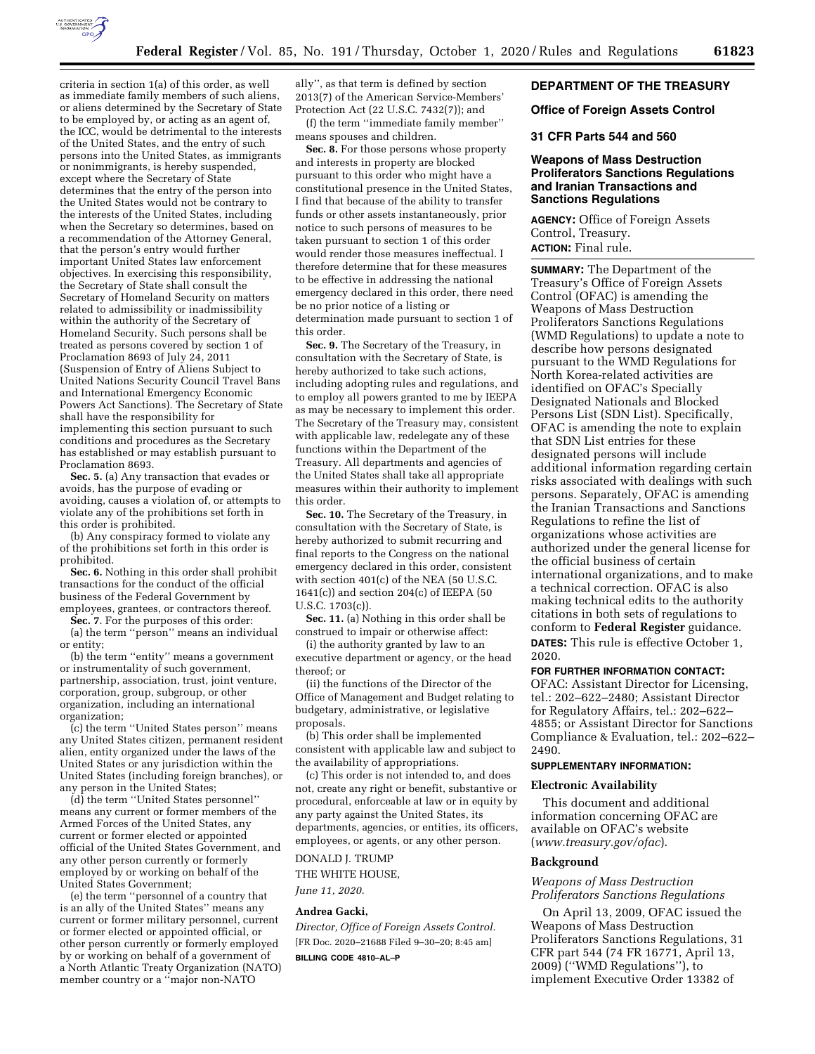criteria in section 1(a) of this order, as well as immediate family members of such aliens, or aliens determined by the Secretary of State to be employed by, or acting as an agent of, the ICC, would be detrimental to the interests of the United States, and the entry of such persons into the United States, as immigrants or nonimmigrants, is hereby suspended, except where the Secretary of State determines that the entry of the person into the United States would not be contrary to the interests of the United States, including when the Secretary so determines, based on a recommendation of the Attorney General, that the person's entry would further important United States law enforcement objectives. In exercising this responsibility, the Secretary of State shall consult the Secretary of Homeland Security on matters related to admissibility or inadmissibility within the authority of the Secretary of Homeland Security. Such persons shall be treated as persons covered by section 1 of Proclamation 8693 of July 24, 2011 (Suspension of Entry of Aliens Subject to United Nations Security Council Travel Bans and International Emergency Economic Powers Act Sanctions). The Secretary of State shall have the responsibility for implementing this section pursuant to such conditions and procedures as the Secretary has established or may establish pursuant to Proclamation 8693.

**Sec. 5.** (a) Any transaction that evades or avoids, has the purpose of evading or avoiding, causes a violation of, or attempts to violate any of the prohibitions set forth in this order is prohibited.

(b) Any conspiracy formed to violate any of the prohibitions set forth in this order is prohibited.

**Sec. 6.** Nothing in this order shall prohibit transactions for the conduct of the official business of the Federal Government by employees, grantees, or contractors thereof.

**Sec. 7**. For the purposes of this order:

(a) the term ''person'' means an individual or entity;

(b) the term ''entity'' means a government or instrumentality of such government, partnership, association, trust, joint venture, corporation, group, subgroup, or other organization, including an international organization;

(c) the term ''United States person'' means any United States citizen, permanent resident alien, entity organized under the laws of the United States or any jurisdiction within the United States (including foreign branches), or any person in the United States;

(d) the term ''United States personnel'' means any current or former members of the Armed Forces of the United States, any current or former elected or appointed official of the United States Government, and any other person currently or formerly employed by or working on behalf of the United States Government;

(e) the term ''personnel of a country that is an ally of the United States'' means any current or former military personnel, current or former elected or appointed official, or other person currently or formerly employed by or working on behalf of a government of a North Atlantic Treaty Organization (NATO) member country or a ''major non-NATO ally'', as that term is defined by section 2013(7) of the American Service-Members' Protection Act (22 U.S.C. 7432(7)); and

(f) the term ''immediate family member'' means spouses and children.

**Sec. 8.** For those persons whose property and interests in property are blocked pursuant to this order who might have a constitutional presence in the United States, I find that because of the ability to transfer funds or other assets instantaneously, prior notice to such persons of measures to be taken pursuant to section 1 of this order would render those measures ineffectual. I therefore determine that for these measures to be effective in addressing the national emergency declared in this order, there need be no prior notice of a listing or determination made pursuant to section 1 of this order.

**Sec. 9.** The Secretary of the Treasury, in consultation with the Secretary of State, is hereby authorized to take such actions, including adopting rules and regulations, and to employ all powers granted to me by IEEPA as may be necessary to implement this order. The Secretary of the Treasury may, consistent with applicable law, redelegate any of these functions within the Department of the Treasury. All departments and agencies of the United States shall take all appropriate measures within their authority to implement this order.

**Sec. 10.** The Secretary of the Treasury, in consultation with the Secretary of State, is hereby authorized to submit recurring and final reports to the Congress on the national emergency declared in this order, consistent with section 401(c) of the NEA (50 U.S.C. 1641(c)) and section 204(c) of IEEPA (50 U.S.C. 1703(c)).

**Sec. 11.** (a) Nothing in this order shall be construed to impair or otherwise affect:

(i) the authority granted by law to an executive department or agency, or the head thereof; or

(ii) the functions of the Director of the Office of Management and Budget relating to budgetary, administrative, or legislative proposals.

(b) This order shall be implemented consistent with applicable law and subject to the availability of appropriations.

(c) This order is not intended to, and does not, create any right or benefit, substantive or procedural, enforceable at law or in equity by any party against the United States, its departments, agencies, or entities, its officers, employees, or agents, or any other person.

DONALD J. TRUMP

THE WHITE HOUSE,

*June 11, 2020.*

**Andrea Gacki,**

*Director, Office of Foreign Assets Control.*

[FR Doc. 2020–21688 Filed 9–30–20; 8:45 am]

**BILLING CODE 4810–AL–P**

## DEPARTMENT OF THE TREASURY

### Office of Foreign Assets Control

### 31 CFR Parts 544 and 560

### Weapons of Mass Destruction Proliferators Sanctions Regulations and Iranian Transactions and Sanctions Regulations

**AGENCY:** Office of Foreign Assets Control, Treasury.

**ACTION:** Final rule.

**SUMMARY:** The Department of the Treasury's Office of Foreign Assets Control (OFAC) is amending the Weapons of Mass Destruction Proliferators Sanctions Regulations (WMD Regulations) to update a note to describe how persons designated pursuant to the WMD Regulations for North Korea-related activities are identified on OFAC's Specially Designated Nationals and Blocked Persons List (SDN List). Specifically, OFAC is amending the note to explain that SDN List entries for these designated persons will include additional information regarding certain risks associated with dealings with such persons. Separately, OFAC is amending the Iranian Transactions and Sanctions Regulations to refine the list of organizations whose activities are authorized under the general license for the official business of certain international organizations, and to make a technical correction. OFAC is also making technical edits to the authority citations in both sets of regulations to conform to **Federal Register** guidance.

**DATES:** This rule is effective October 1, 2020.

**FOR FURTHER INFORMATION CONTACT:** OFAC: Assistant Director for Licensing, tel.: 202–622–2480; Assistant Director for Regulatory Affairs, tel.: 202–622–4855; or Assistant Director for Sanctions Compliance & Evaluation, tel.: 202–622–2490.

**SUPPLEMENTARY INFORMATION:**

#### Electronic Availability

This document and additional information concerning OFAC are available on OFAC's website (*www.treasury.gov/ofac*).

#### Background

*Weapons of Mass Destruction Proliferators Sanctions Regulations*

On April 13, 2009, OFAC issued the Weapons of Mass Destruction Proliferators Sanctions Regulations, 31 CFR part 544 (74 FR 16771, April 13, 2009) (''WMD Regulations''), to implement Executive Order 13382 of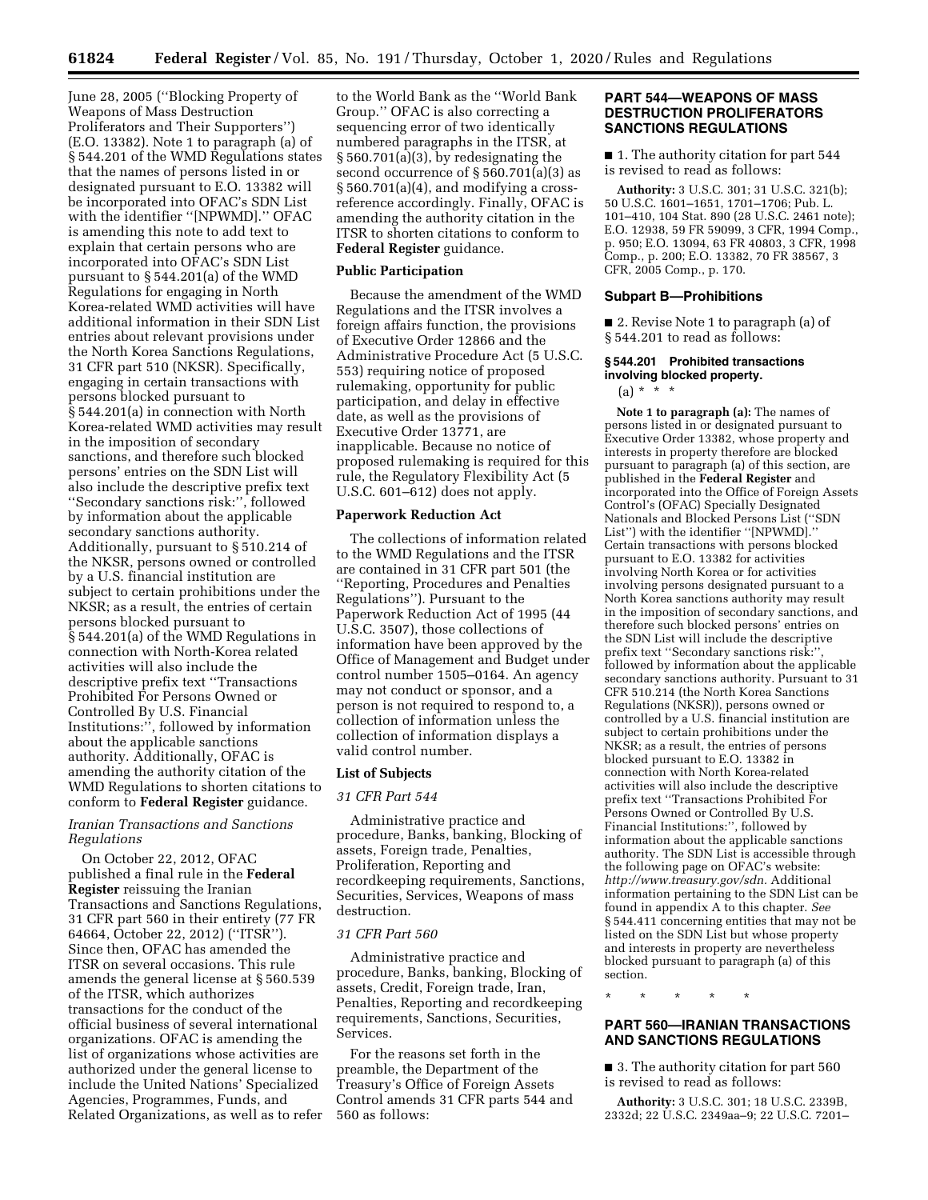June 28, 2005 (''Blocking Property of Weapons of Mass Destruction Proliferators and Their Supporters'') (E.O. 13382). Note 1 to paragraph (a) of § 544.201 of the WMD Regulations states that the names of persons listed in or designated pursuant to E.O. 13382 will be incorporated into OFAC's SDN List with the identifier ''[NPWMD].'' OFAC is amending this note to add text to explain that certain persons who are incorporated into OFAC's SDN List pursuant to § 544.201(a) of the WMD Regulations for engaging in North Korea-related WMD activities will have additional information in their SDN List entries about relevant provisions under the North Korea Sanctions Regulations, 31 CFR part 510 (NKSR). Specifically, engaging in certain transactions with persons blocked pursuant to § 544.201(a) in connection with North Korea-related WMD activities may result in the imposition of secondary sanctions, and therefore such blocked persons' entries on the SDN List will also include the descriptive prefix text ''Secondary sanctions risk:'', followed by information about the applicable secondary sanctions authority. Additionally, pursuant to § 510.214 of the NKSR, persons owned or controlled by a U.S. financial institution are subject to certain prohibitions under the NKSR; as a result, the entries of certain persons blocked pursuant to § 544.201(a) of the WMD Regulations in connection with North-Korea related activities will also include the descriptive prefix text ''Transactions Prohibited For Persons Owned or Controlled By U.S. Financial Institutions:'', followed by information about the applicable sanctions authority. Additionally, OFAC is amending the authority citation of the WMD Regulations to shorten citations to conform to **Federal Register** guidance.

*Iranian Transactions and Sanctions Regulations*

On October 22, 2012, OFAC published a final rule in the **Federal Register** reissuing the Iranian Transactions and Sanctions Regulations, 31 CFR part 560 in their entirety (77 FR 64664, October 22, 2012) (''ITSR''). Since then, OFAC has amended the ITSR on several occasions. This rule amends the general license at § 560.539 of the ITSR, which authorizes transactions for the conduct of the official business of several international organizations. OFAC is amending the list of organizations whose activities are authorized under the general license to include the United Nations' Specialized Agencies, Programmes, Funds, and Related Organizations, as well as to refer to the World Bank as the ''World Bank Group.'' OFAC is also correcting a sequencing error of two identically numbered paragraphs in the ITSR, at § 560.701(a)(3), by redesignating the second occurrence of § 560.701(a)(3) as § 560.701(a)(4), and modifying a cross-reference accordingly. Finally, OFAC is amending the authority citation in the ITSR to shorten citations to conform to **Federal Register** guidance.

**Public Participation**

Because the amendment of the WMD Regulations and the ITSR involves a foreign affairs function, the provisions of Executive Order 12866 and the Administrative Procedure Act (5 U.S.C. 553) requiring notice of proposed rulemaking, opportunity for public participation, and delay in effective date, as well as the provisions of Executive Order 13771, are inapplicable. Because no notice of proposed rulemaking is required for this rule, the Regulatory Flexibility Act (5 U.S.C. 601–612) does not apply.

**Paperwork Reduction Act**

The collections of information related to the WMD Regulations and the ITSR are contained in 31 CFR part 501 (the ''Reporting, Procedures and Penalties Regulations''). Pursuant to the Paperwork Reduction Act of 1995 (44 U.S.C. 3507), those collections of information have been approved by the Office of Management and Budget under control number 1505–0164. An agency may not conduct or sponsor, and a person is not required to respond to, a collection of information unless the collection of information displays a valid control number.

**List of Subjects**

*31 CFR Part 544*

Administrative practice and procedure, Banks, banking, Blocking of assets, Foreign trade, Penalties, Proliferation, Reporting and recordkeeping requirements, Sanctions, Securities, Services, Weapons of mass destruction.

*31 CFR Part 560*

Administrative practice and procedure, Banks, banking, Blocking of assets, Credit, Foreign trade, Iran, Penalties, Reporting and recordkeeping requirements, Sanctions, Securities, Services.

For the reasons set forth in the preamble, the Department of the Treasury's Office of Foreign Assets Control amends 31 CFR parts 544 and 560 as follows:

## PART 544—WEAPONS OF MASS DESTRUCTION PROLIFERATORS SANCTIONS REGULATIONS

■ 1. The authority citation for part 544 is revised to read as follows:

**Authority:** 3 U.S.C. 301; 31 U.S.C. 321(b); 50 U.S.C. 1601–1651, 1701–1706; Pub. L. 101–410, 104 Stat. 890 (28 U.S.C. 2461 note); E.O. 12938, 59 FR 59099, 3 CFR, 1994 Comp., p. 950; E.O. 13094, 63 FR 40803, 3 CFR, 1998 Comp., p. 200; E.O. 13382, 70 FR 38567, 3 CFR, 2005 Comp., p. 170.

### Subpart B—Prohibitions

■ 2. Revise Note 1 to paragraph (a) of § 544.201 to read as follows:

#### § 544.201 Prohibited transactions involving blocked property.

(a) * * *

**Note 1 to paragraph (a):** The names of persons listed in or designated pursuant to Executive Order 13382, whose property and interests in property therefore are blocked pursuant to paragraph (a) of this section, are published in the **Federal Register** and incorporated into the Office of Foreign Assets Control's (OFAC) Specially Designated Nationals and Blocked Persons List (''SDN List'') with the identifier ''[NPWMD].'' Certain transactions with persons blocked pursuant to E.O. 13382 for activities involving North Korea or for activities involving persons designated pursuant to a North Korea sanctions authority may result in the imposition of secondary sanctions, and therefore such blocked persons' entries on the SDN List will include the descriptive prefix text ''Secondary sanctions risk:'', followed by information about the applicable secondary sanctions authority. Pursuant to 31 CFR 510.214 (the North Korea Sanctions Regulations (NKSR)), persons owned or controlled by a U.S. financial institution are subject to certain prohibitions under the NKSR; as a result, the entries of persons blocked pursuant to E.O. 13382 in connection with North Korea-related activities will also include the descriptive prefix text ''Transactions Prohibited For Persons Owned or Controlled By U.S. Financial Institutions:'', followed by information about the applicable sanctions authority. The SDN List is accessible through the following page on OFAC's website: *http://www.treasury.gov/sdn.* Additional information pertaining to the SDN List can be found in appendix A to this chapter. *See* § 544.411 concerning entities that may not be listed on the SDN List but whose property and interests in property are nevertheless blocked pursuant to paragraph (a) of this section.

\* \* \* \* \*

## PART 560—IRANIAN TRANSACTIONS AND SANCTIONS REGULATIONS

■ 3. The authority citation for part 560 is revised to read as follows:

**Authority:** 3 U.S.C. 301; 18 U.S.C. 2339B, 2332d; 22 U.S.C. 2349aa–9; 22 U.S.C. 7201–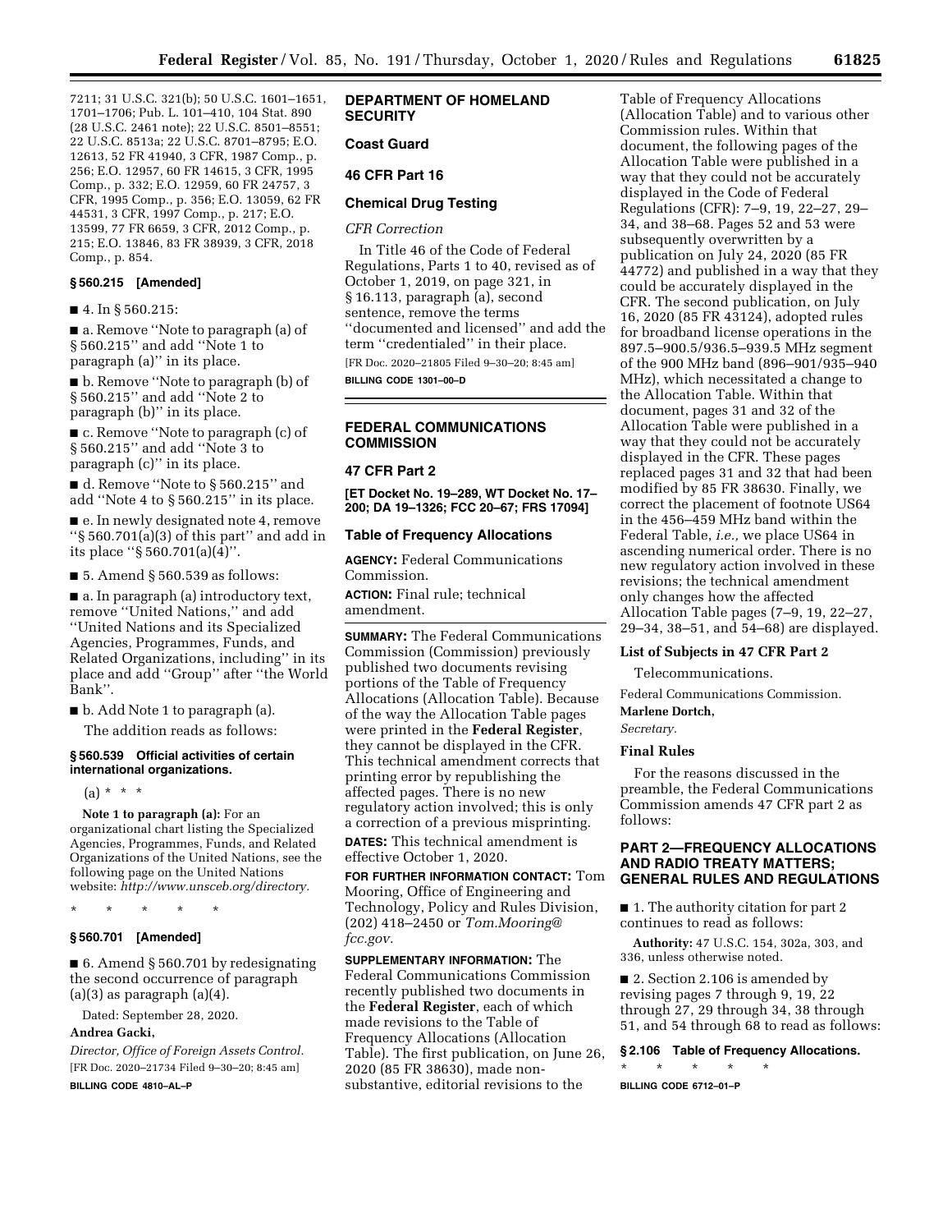7211; 31 U.S.C. 321(b); 50 U.S.C. 1601–1651, 1701–1706; Pub. L. 101–410, 104 Stat. 890 (28 U.S.C. 2461 note); 22 U.S.C. 8501–8551; 22 U.S.C. 8513a; 22 U.S.C. 8701–8795; E.O. 12613, 52 FR 41940, 3 CFR, 1987 Comp., p. 256; E.O. 12957, 60 FR 14615, 3 CFR, 1995 Comp., p. 332; E.O. 12959, 60 FR 24757, 3 CFR, 1995 Comp., p. 356; E.O. 13059, 62 FR 44531, 3 CFR, 1997 Comp., p. 217; E.O. 13599, 77 FR 6659, 3 CFR, 2012 Comp., p. 215; E.O. 13846, 83 FR 38939, 3 CFR, 2018 Comp., p. 854.

### § 560.215 [Amended]

■ 4. In § 560.215:

■ a. Remove ''Note to paragraph (a) of § 560.215'' and add ''Note 1 to paragraph (a)'' in its place.

■ b. Remove ''Note to paragraph (b) of § 560.215'' and add ''Note 2 to paragraph (b)'' in its place.

■ c. Remove ''Note to paragraph (c) of § 560.215'' and add ''Note 3 to paragraph (c)'' in its place.

■ d. Remove ''Note to § 560.215'' and add ''Note 4 to § 560.215'' in its place.

■ e. In newly designated note 4, remove ''§ 560.701(a)(3) of this part'' and add in its place ''§ 560.701(a)(4)''.

■ 5. Amend § 560.539 as follows:

■ a. In paragraph (a) introductory text, remove ''United Nations,'' and add ''United Nations and its Specialized Agencies, Programmes, Funds, and Related Organizations, including'' in its place and add ''Group'' after ''the World Bank''.

■ b. Add Note 1 to paragraph (a).

The addition reads as follows:

### § 560.539 Official activities of certain international organizations.

(a) * * *

**Note 1 to paragraph (a):** For an organizational chart listing the Specialized Agencies, Programmes, Funds, and Related Organizations of the United Nations, see the following page on the United Nations website: *http://www.unsceb.org/directory.*

\* \* \* \* \*

### § 560.701 [Amended]

■ 6. Amend § 560.701 by redesignating the second occurrence of paragraph (a)(3) as paragraph (a)(4).

Dated: September 28, 2020.

**Andrea Gacki,**

*Director, Office of Foreign Assets Control.*

[FR Doc. 2020–21734 Filed 9–30–20; 8:45 am]

**BILLING CODE 4810–AL–P**

## DEPARTMENT OF HOMELAND SECURITY

### Coast Guard

### 46 CFR Part 16

### Chemical Drug Testing

*CFR Correction*

In Title 46 of the Code of Federal Regulations, Parts 1 to 40, revised as of October 1, 2019, on page 321, in § 16.113, paragraph (a), second sentence, remove the terms ''documented and licensed'' and add the term ''credentialed'' in their place.

[FR Doc. 2020–21805 Filed 9–30–20; 8:45 am]

**BILLING CODE 1301–00–D**

## FEDERAL COMMUNICATIONS COMMISSION

### 47 CFR Part 2

**[ET Docket No. 19–289, WT Docket No. 17–200; DA 19–1326; FCC 20–67; FRS 17094]**

### Table of Frequency Allocations

**AGENCY:** Federal Communications Commission.

**ACTION:** Final rule; technical amendment.

**SUMMARY:** The Federal Communications Commission (Commission) previously published two documents revising portions of the Table of Frequency Allocations (Allocation Table). Because of the way the Allocation Table pages were printed in the **Federal Register**, they cannot be displayed in the CFR. This technical amendment corrects that printing error by republishing the affected pages. There is no new regulatory action involved; this is only a correction of a previous misprinting.

**DATES:** This technical amendment is effective October 1, 2020.

**FOR FURTHER INFORMATION CONTACT:** Tom Mooring, Office of Engineering and Technology, Policy and Rules Division, (202) 418–2450 or *Tom.Mooring@fcc.gov.*

**SUPPLEMENTARY INFORMATION:** The Federal Communications Commission recently published two documents in the **Federal Register**, each of which made revisions to the Table of Frequency Allocations (Allocation Table). The first publication, on June 26, 2020 (85 FR 38630), made non-substantive, editorial revisions to the Table of Frequency Allocations (Allocation Table) and to various other Commission rules. Within that document, the following pages of the Allocation Table were published in a way that they could not be accurately displayed in the Code of Federal Regulations (CFR): 7–9, 19, 22–27, 29–34, and 38–68. Pages 52 and 53 were subsequently overwritten by a publication on July 24, 2020 (85 FR 44772) and published in a way that they could be accurately displayed in the CFR. The second publication, on July 16, 2020 (85 FR 43124), adopted rules for broadband license operations in the 897.5–900.5/936.5–939.5 MHz segment of the 900 MHz band (896–901/935–940 MHz), which necessitated a change to the Allocation Table. Within that document, pages 31 and 32 of the Allocation Table were published in a way that they could not be accurately displayed in the CFR. These pages replaced pages 31 and 32 that had been modified by 85 FR 38630. Finally, we correct the placement of footnote US64 in the 456–459 MHz band within the Federal Table, *i.e.,* we place US64 in ascending numerical order. There is no new regulatory action involved in these revisions; the technical amendment only changes how the affected Allocation Table pages (7–9, 19, 22–27, 29–34, 38–51, and 54–68) are displayed.

### List of Subjects in 47 CFR Part 2

Telecommunications.

Federal Communications Commission.

**Marlene Dortch,**

*Secretary.*

### Final Rules

For the reasons discussed in the preamble, the Federal Communications Commission amends 47 CFR part 2 as follows:

## PART 2—FREQUENCY ALLOCATIONS AND RADIO TREATY MATTERS; GENERAL RULES AND REGULATIONS

■ 1. The authority citation for part 2 continues to read as follows:

**Authority:** 47 U.S.C. 154, 302a, 303, and 336, unless otherwise noted.

■ 2. Section 2.106 is amended by revising pages 7 through 9, 19, 22 through 27, 29 through 34, 38 through 51, and 54 through 68 to read as follows:

### § 2.106 Table of Frequency Allocations.

\* \* \* \* \*

**BILLING CODE 6712–01–P**